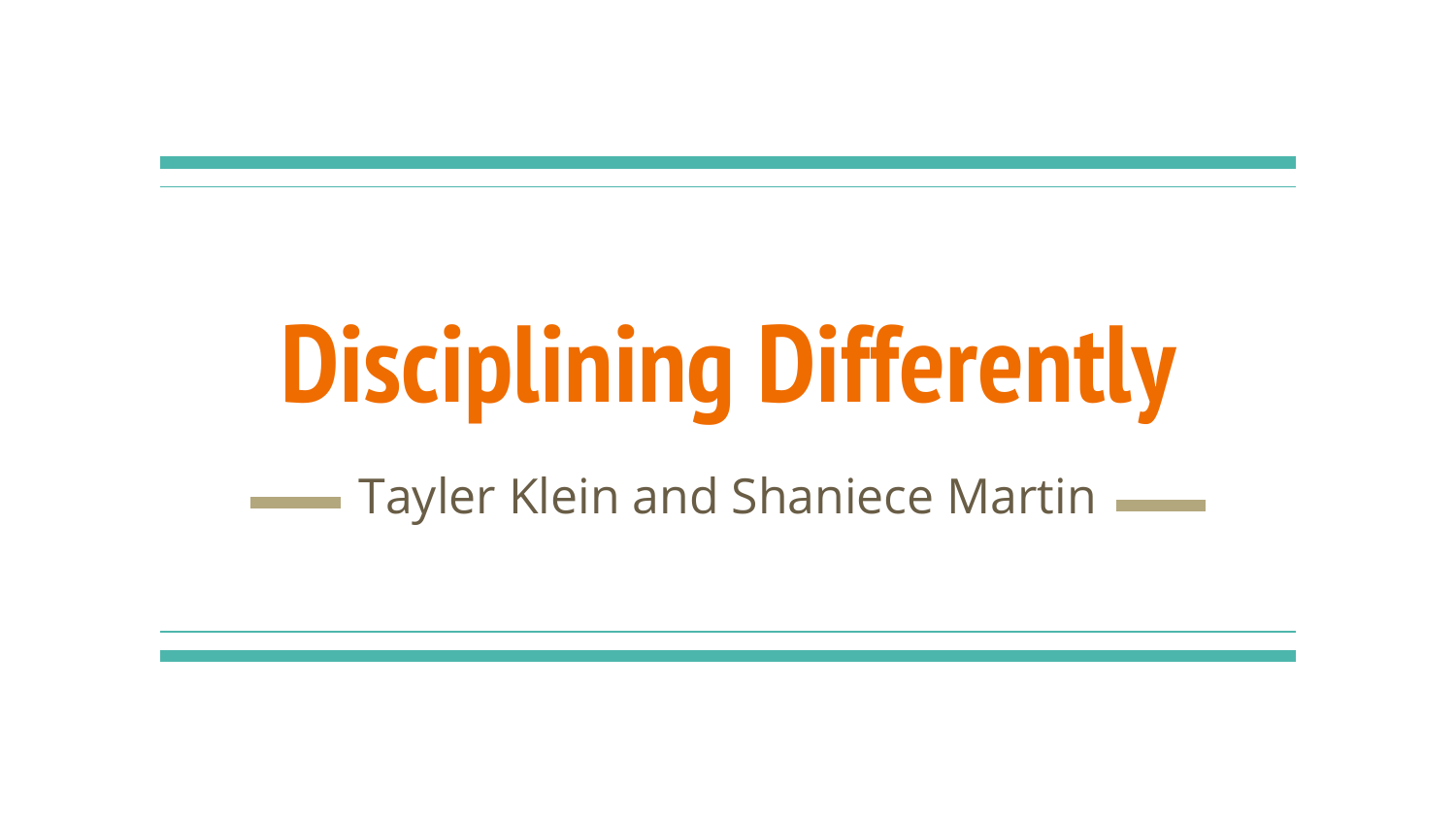# Disciplining Differently

Tayler Klein and Shaniece Martin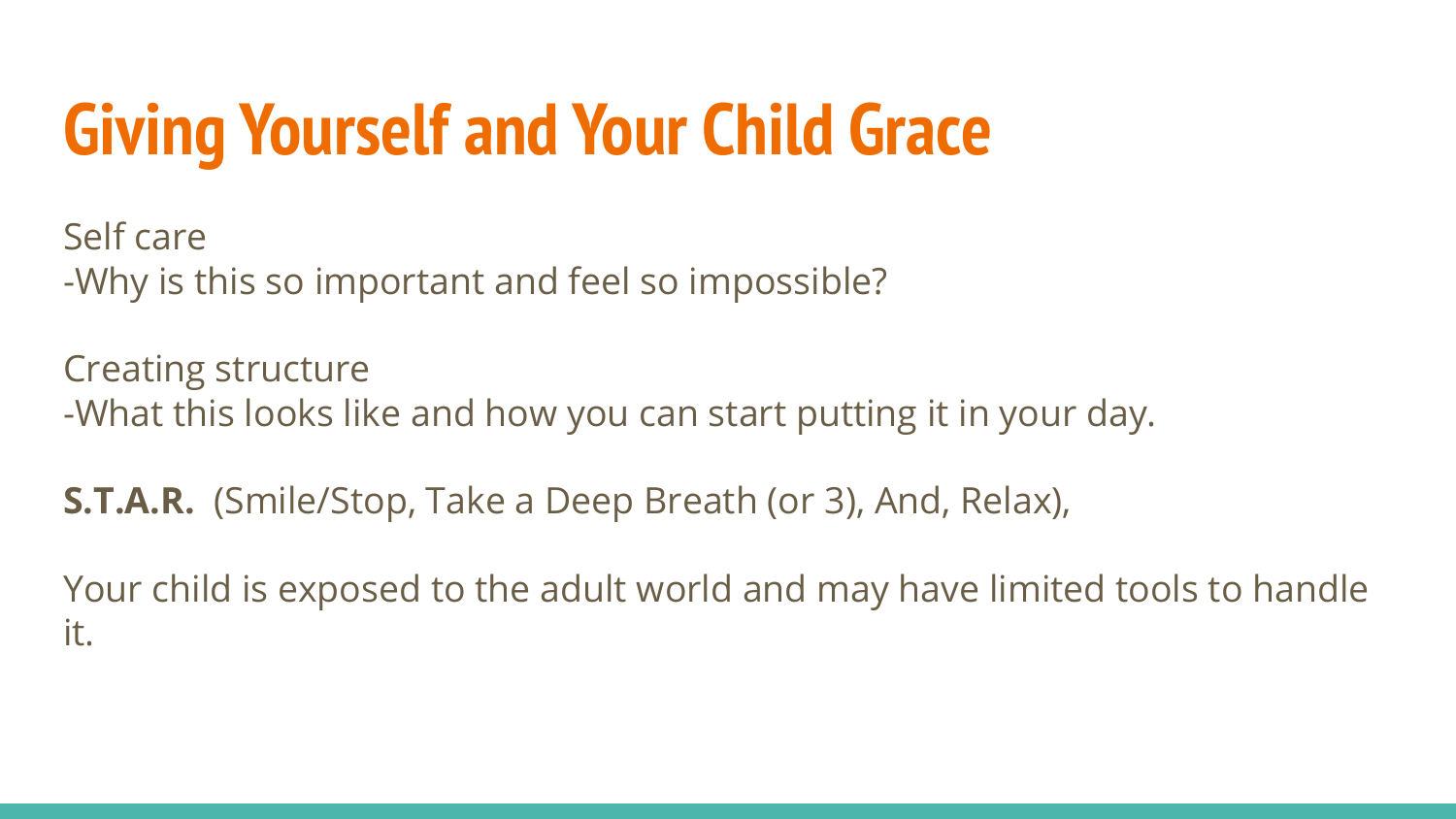# Giving Yourself and Your Child Grace

Self care
-Why is this so important and feel so impossible?

Creating structure
-What this looks like and how you can start putting it in your day.

**S.T.A.R.** (Smile/Stop, Take a Deep Breath (or 3), And, Relax),

Your child is exposed to the adult world and may have limited tools to handle it.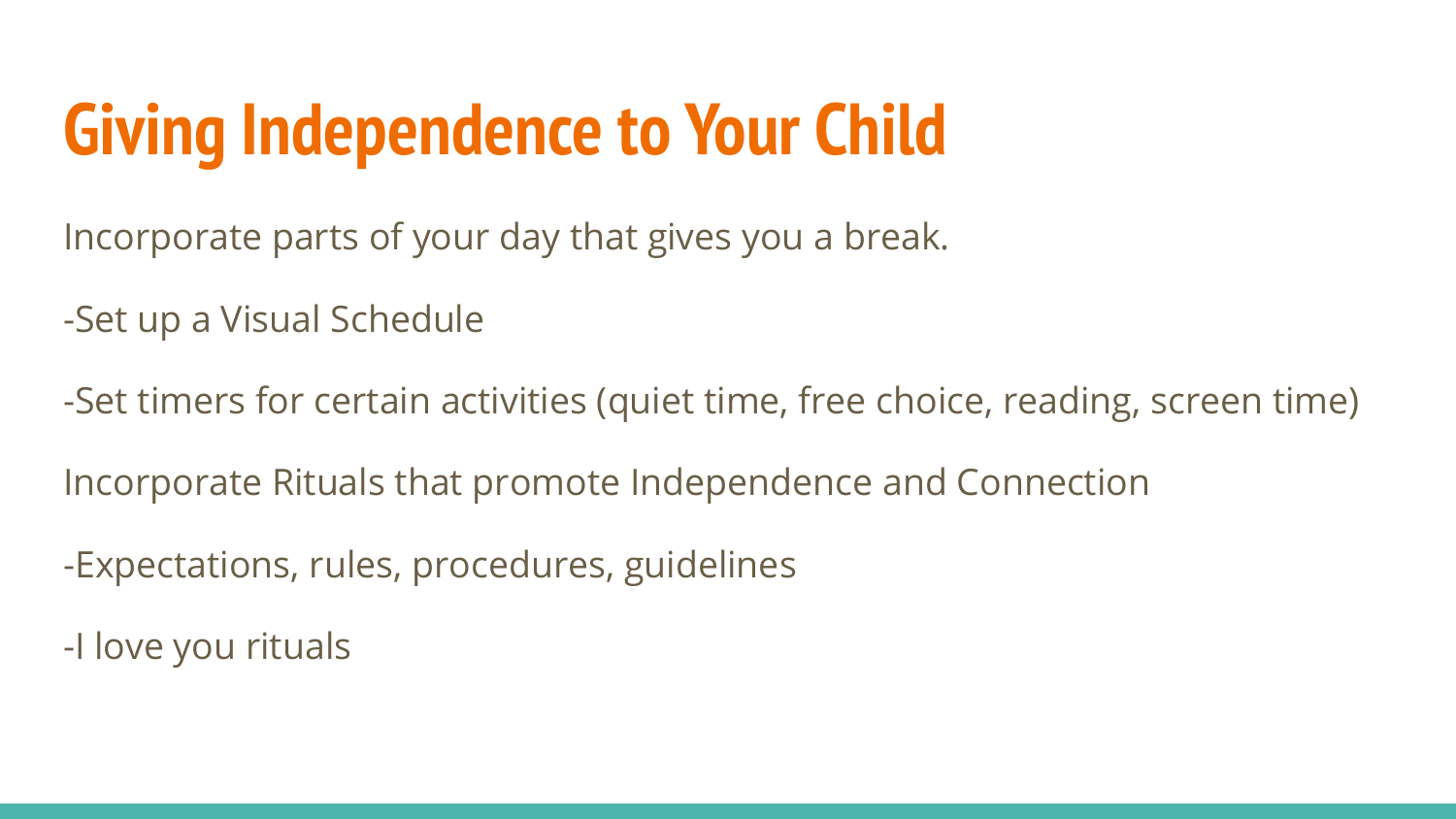# Giving Independence to Your Child

Incorporate parts of your day that gives you a break.

-Set up a Visual Schedule

-Set timers for certain activities (quiet time, free choice, reading, screen time)

Incorporate Rituals that promote Independence and Connection

-Expectations, rules, procedures, guidelines

-I love you rituals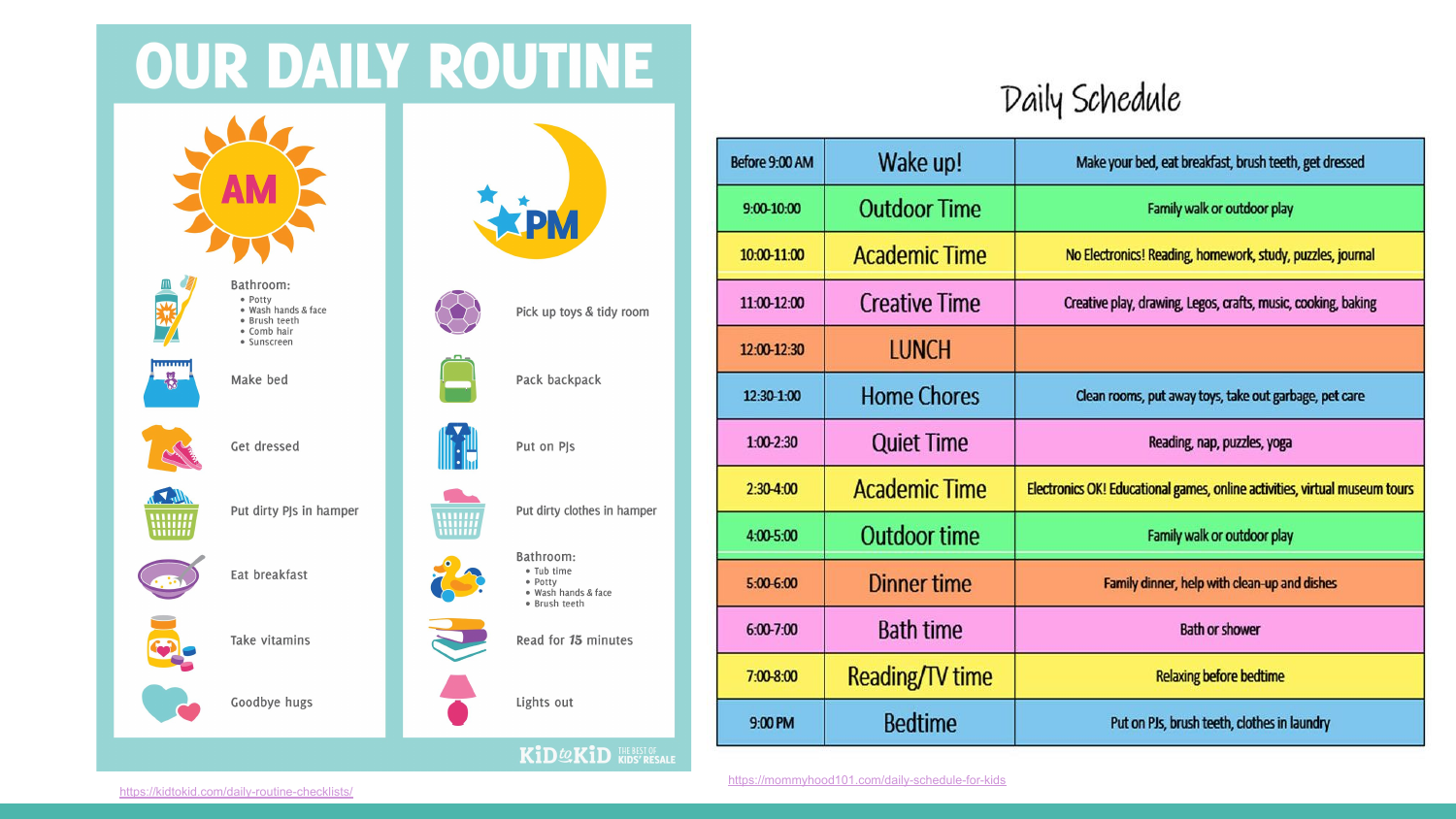# OUR DAILY ROUTINE

## AM

- Bathroom:
  - Potty
  - Wash hands & face
  - Brush teeth
  - Comb hair
  - Sunscreen
- Make bed
- Get dressed
- Put dirty PJs in hamper
- Eat breakfast
- Take vitamins
- Goodbye hugs

## PM

- Pick up toys & tidy room
- Pack backpack
- Put on PJs
- Put dirty clothes in hamper
- Bathroom:
  - Tub time
  - Potty
  - Wash hands & face
  - Brush teeth
- Read for **15** minutes
- Lights out

KiD to KiD THE BEST OF KIDS' RESALE

https://kidtokid.com/daily-routine-checklists/

# Daily Schedule

| | | |
|---|---|---|
| Before 9:00 AM | Wake up! | Make your bed, eat breakfast, brush teeth, get dressed |
| 9:00-10:00 | Outdoor Time | Family walk or outdoor play |
| 10:00-11:00 | Academic Time | No Electronics! Reading, homework, study, puzzles, journal |
| 11:00-12:00 | Creative Time | Creative play, drawing, Legos, crafts, music, cooking, baking |
| 12:00-12:30 | LUNCH | |
| 12:30-1:00 | Home Chores | Clean rooms, put away toys, take out garbage, pet care |
| 1:00-2:30 | Quiet Time | Reading, nap, puzzles, yoga |
| 2:30-4:00 | Academic Time | Electronics OK! Educational games, online activities, virtual museum tours |
| 4:00-5:00 | Outdoor time | Family walk or outdoor play |
| 5:00-6:00 | Dinner time | Family dinner, help with clean-up and dishes |
| 6:00-7:00 | Bath time | Bath or shower |
| 7:00-8:00 | Reading/TV time | Relaxing before bedtime |
| 9:00 PM | Bedtime | Put on PJs, brush teeth, clothes in laundry |

https://mommyhood101.com/daily-schedule-for-kids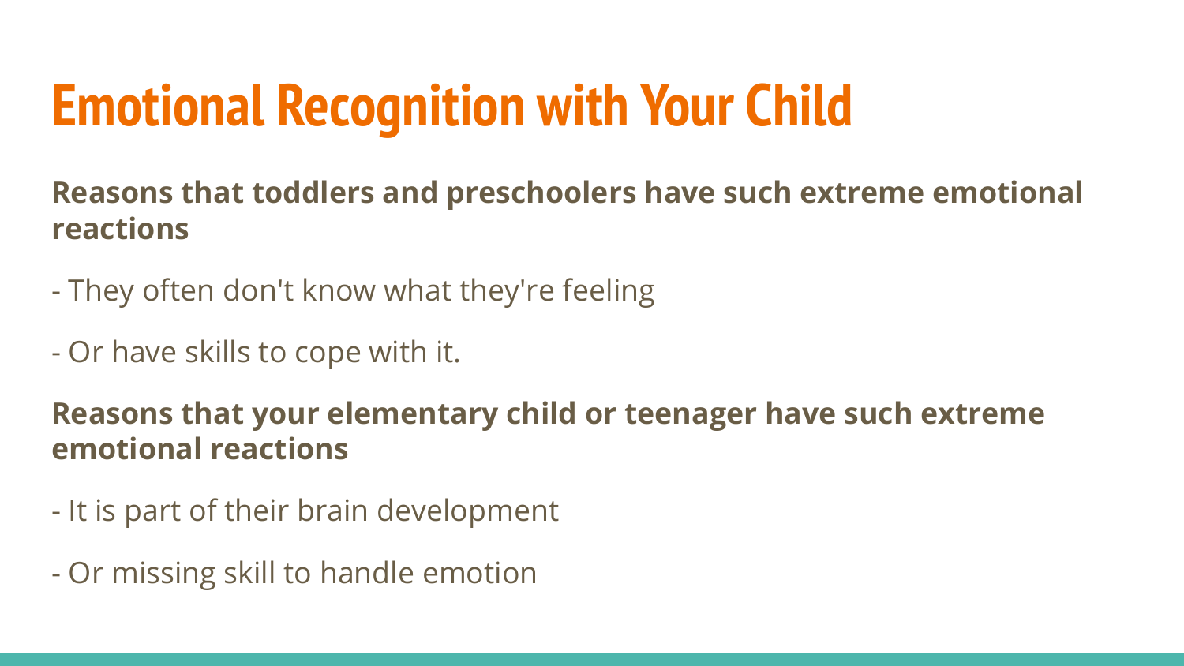# Emotional Recognition with Your Child

**Reasons that toddlers and preschoolers have such extreme emotional reactions**

- They often don't know what they're feeling

- Or have skills to cope with it.

**Reasons that your elementary child or teenager have such extreme emotional reactions**

- It is part of their brain development

- Or missing skill to handle emotion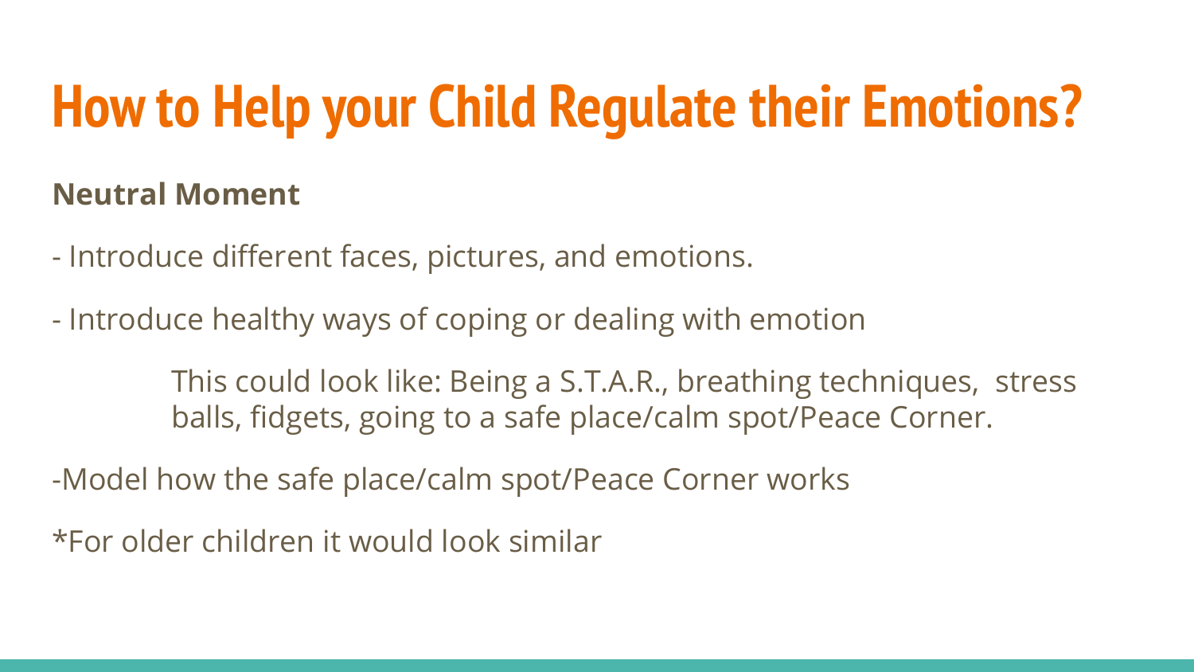# How to Help your Child Regulate their Emotions?

**Neutral Moment**

- Introduce different faces, pictures, and emotions.

- Introduce healthy ways of coping or dealing with emotion

    This could look like: Being a S.T.A.R., breathing techniques, stress balls, fidgets, going to a safe place/calm spot/Peace Corner.

-Model how the safe place/calm spot/Peace Corner works

*For older children it would look similar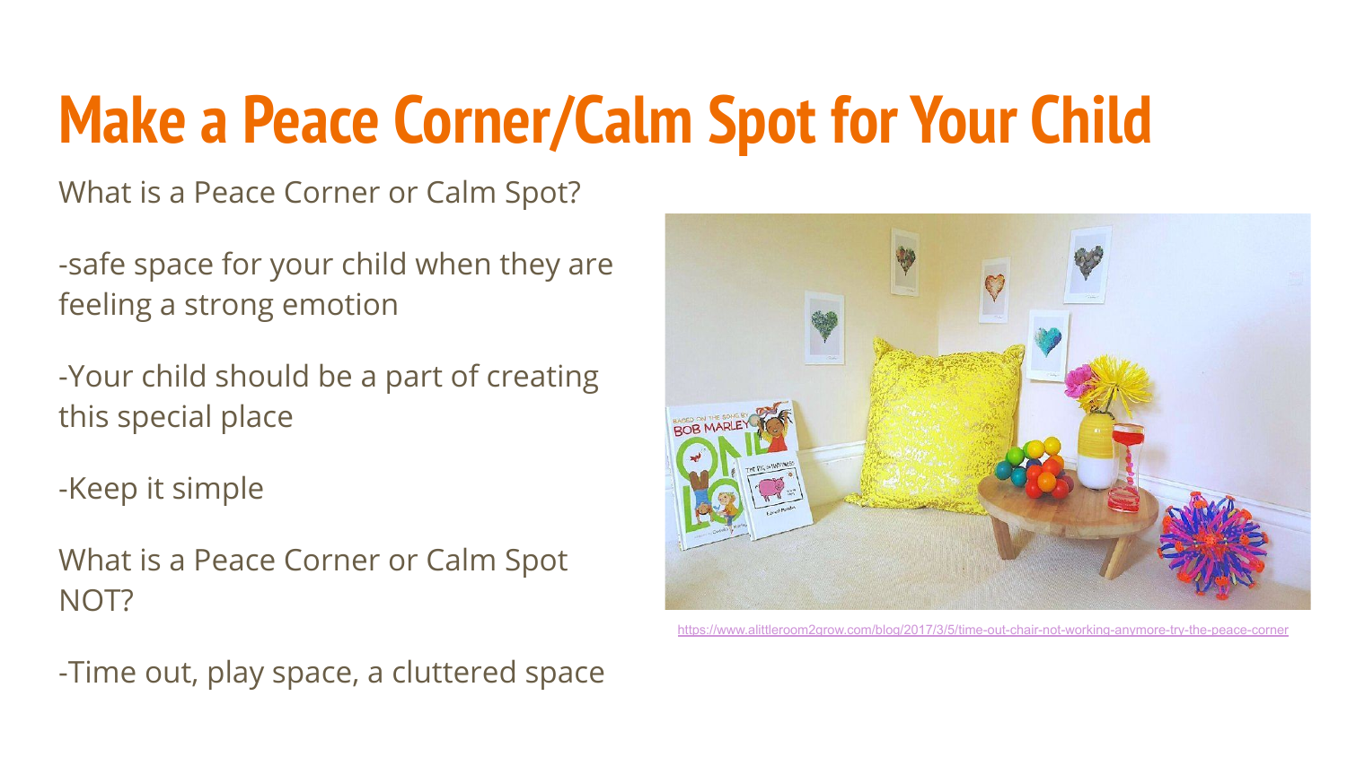# Make a Peace Corner/Calm Spot for Your Child

What is a Peace Corner or Calm Spot?

-safe space for your child when they are feeling a strong emotion

-Your child should be a part of creating this special place

-Keep it simple

What is a Peace Corner or Calm Spot NOT?

-Time out, play space, a cluttered space

https://www.alittleroom2grow.com/blog/2017/3/5/time-out-chair-not-working-anymore-try-the-peace-corner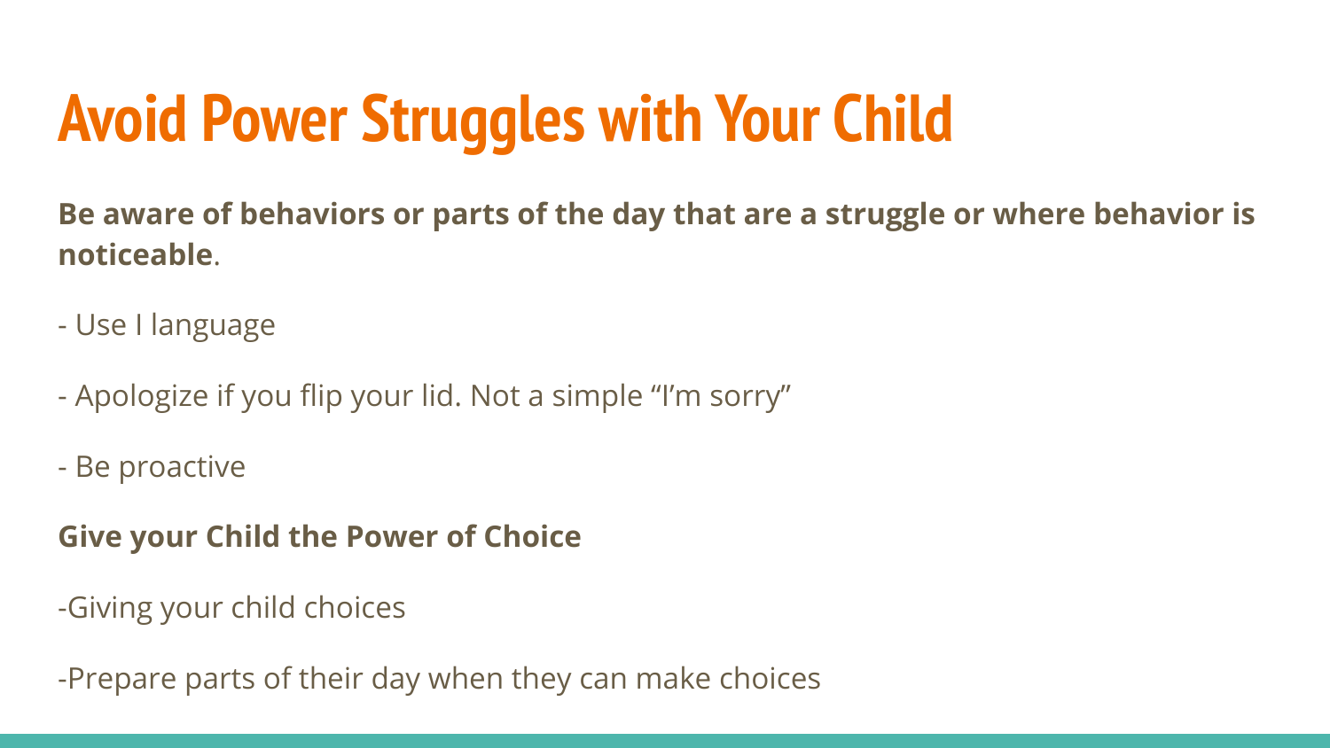# Avoid Power Struggles with Your Child

**Be aware of behaviors or parts of the day that are a struggle or where behavior is noticeable**.

- Use I language

- Apologize if you flip your lid. Not a simple “I’m sorry”

- Be proactive

**Give your Child the Power of Choice**

-Giving your child choices

-Prepare parts of their day when they can make choices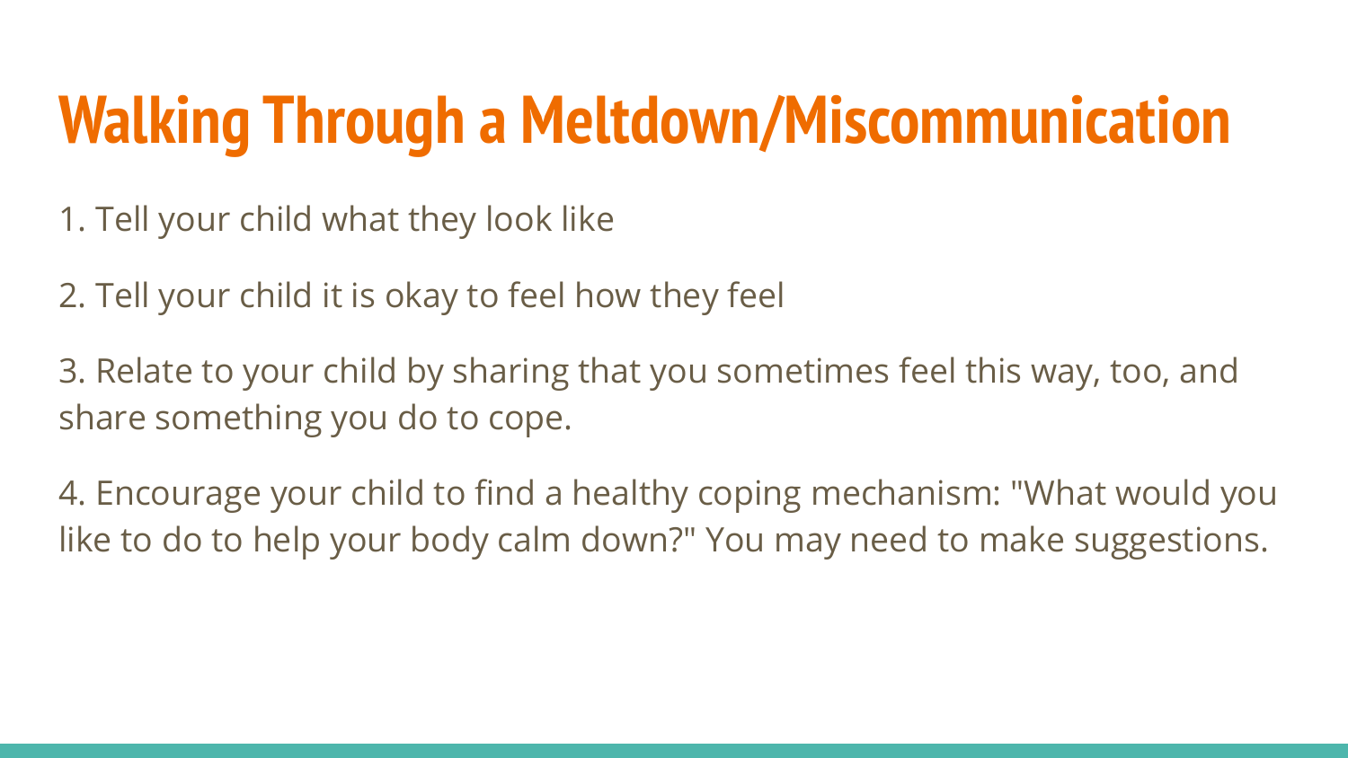# Walking Through a Meltdown/Miscommunication

1. Tell your child what they look like

2. Tell your child it is okay to feel how they feel

3. Relate to your child by sharing that you sometimes feel this way, too, and share something you do to cope.

4. Encourage your child to find a healthy coping mechanism: "What would you like to do to help your body calm down?" You may need to make suggestions.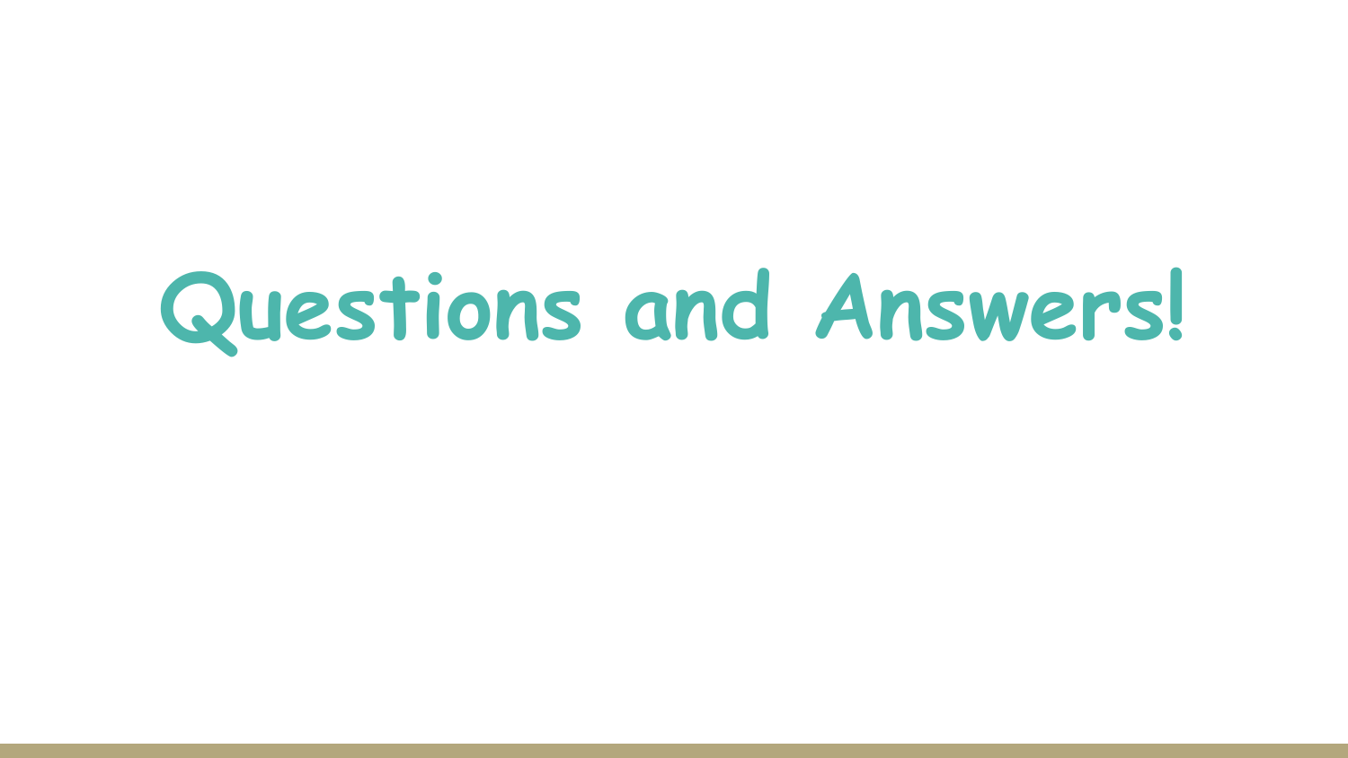# Questions and Answers!